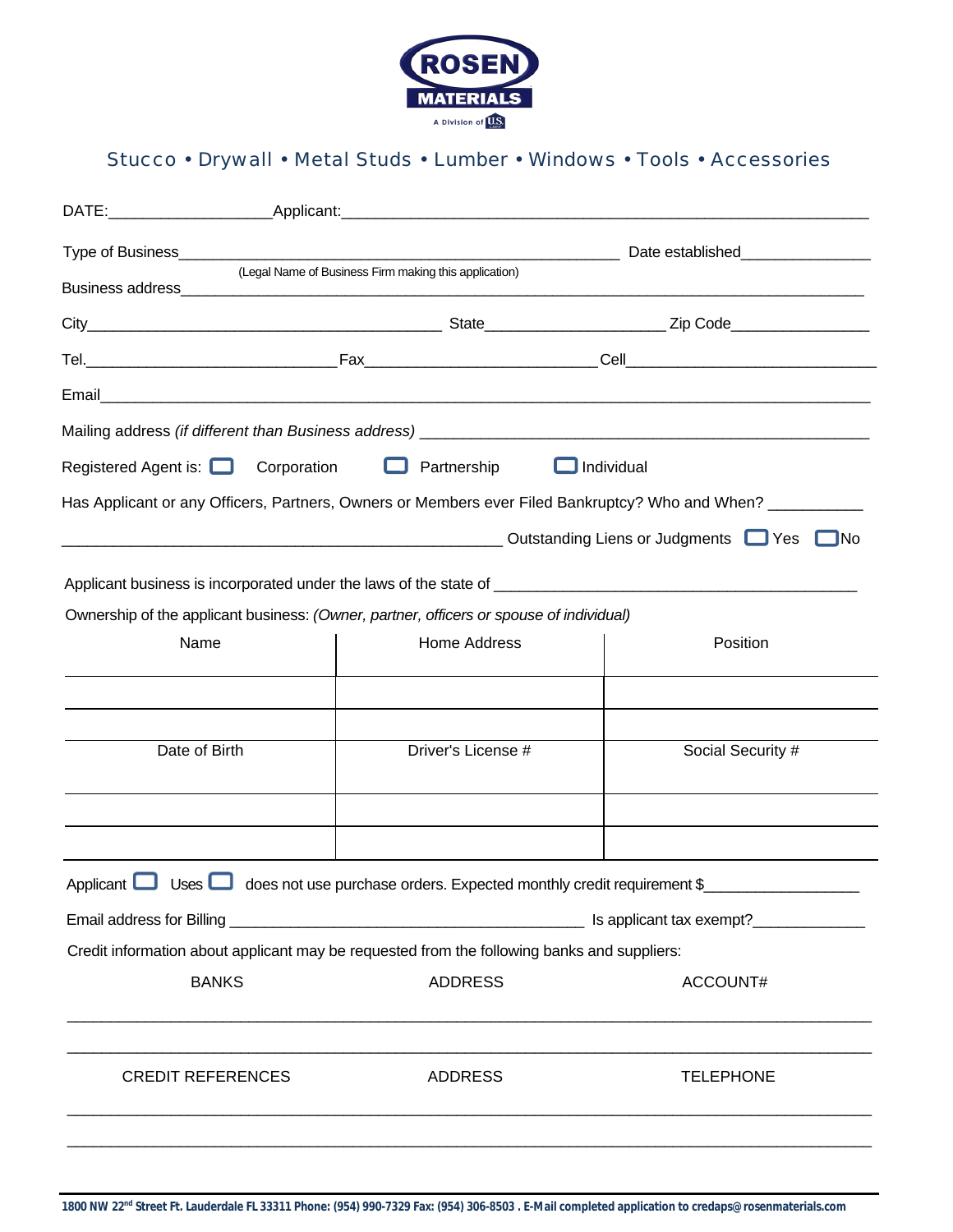# ROSEN MATERIALS

A Division of U.S.

Stucco • Drywall • Metal Studs • Lumber • Windows • Tools • Accessories

DATE:__________________ Applicant:____________________________________________________________

Type of Business_______________________________________________ Date established______________

(Legal Name of Business Firm making this application)

Business address_______________________________________________________________________

City_________________________________________ State____________________ Zip Code_______________

Tel.____________________________ Fax__________________________ Cell____________________________

Email_________________________________________________________________________________

Mailing address *(if different than Business address)* ___________________________________________________

Registered Agent is: ☐ Corporation ☐ Partnership ☐ Individual

Has Applicant or any Officers, Partners, Owners or Members ever Filed Bankruptcy? Who and When? __________

__________________________________________________ Outstanding Liens or Judgments ☐ Yes ☐ No

Applicant business is incorporated under the laws of the state of ________________________________________

Ownership of the applicant business: *(Owner, partner, officers or spouse of individual)*

| Name | Home Address | Position |
|---|---|---|
| | | |
| | | |
| **Date of Birth** | **Driver's License #** | **Social Security #** |
| | | |
| | | |

Applicant ☐ Uses ☐ does not use purchase orders. Expected monthly credit requirement $_________________

Email address for Billing __________________________________________ Is applicant tax exempt?_____________

Credit information about applicant may be requested from the following banks and suppliers:

| BANKS | ADDRESS | ACCOUNT# |
|---|---|---|
| | | |
| | | |

| CREDIT REFERENCES | ADDRESS | TELEPHONE |
|---|---|---|
| | | |
| | | |

**1800 NW 22nd Street Ft. Lauderdale FL 33311 Phone: (954) 990-7329 Fax: (954) 306-8503 . E-Mail completed application to credaps@rosenmaterials.com**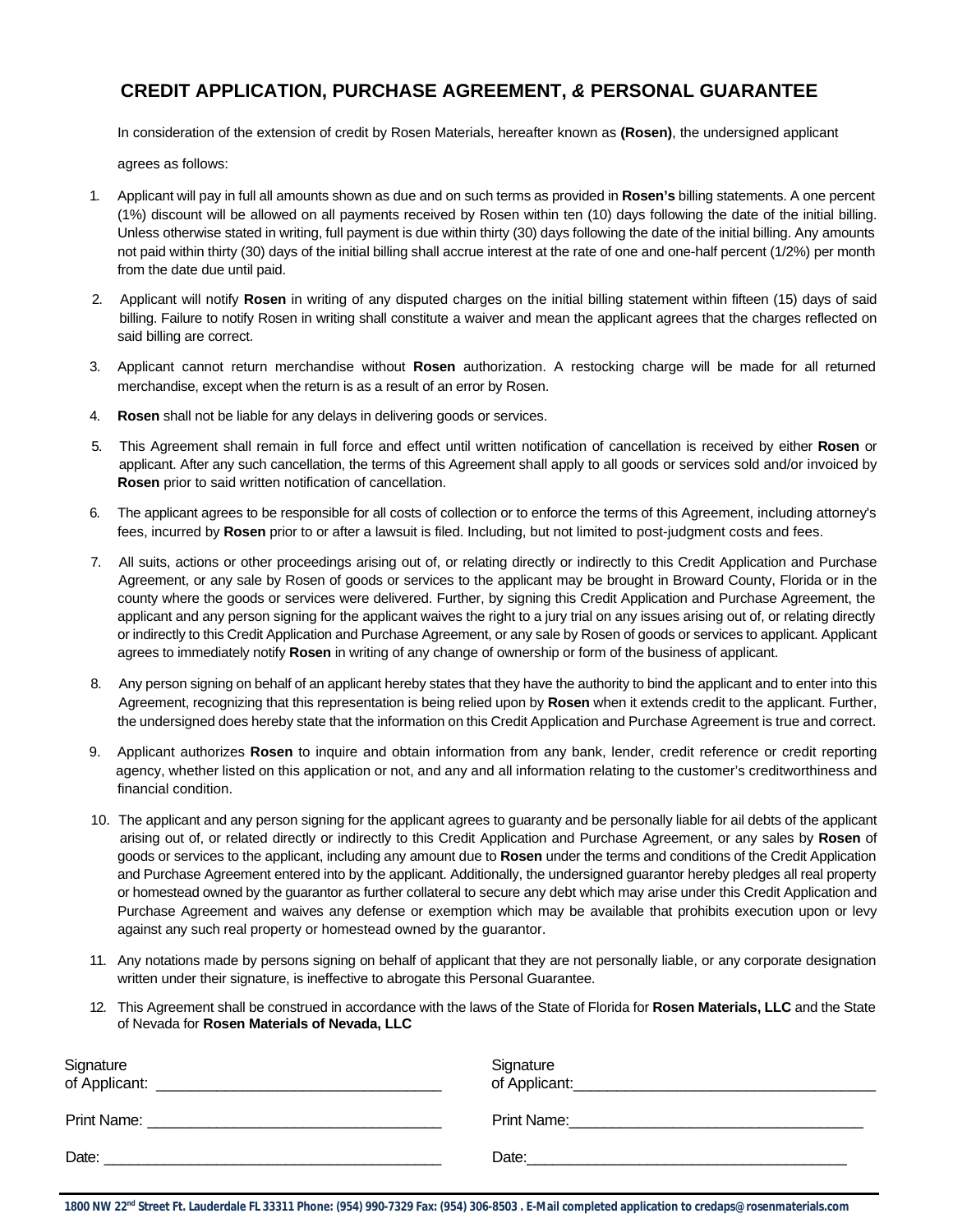# CREDIT APPLICATION, PURCHASE AGREEMENT, *&* PERSONAL GUARANTEE

In consideration of the extension of credit by Rosen Materials, hereafter known as **(Rosen)**, the undersigned applicant agrees as follows:

1. Applicant will pay in full all amounts shown as due and on such terms as provided in **Rosen's** billing statements. A one percent (1%) discount will be allowed on all payments received by Rosen within ten (10) days following the date of the initial billing. Unless otherwise stated in writing, full payment is due within thirty (30) days following the date of the initial billing. Any amounts not paid within thirty (30) days of the initial billing shall accrue interest at the rate of one and one-half percent (1/2%) per month from the date due until paid.

2. Applicant will notify **Rosen** in writing of any disputed charges on the initial billing statement within fifteen (15) days of said billing. Failure to notify Rosen in writing shall constitute a waiver and mean the applicant agrees that the charges reflected on said billing are correct.

3. Applicant cannot return merchandise without **Rosen** authorization. A restocking charge will be made for all returned merchandise, except when the return is as a result of an error by Rosen.

4. **Rosen** shall not be liable for any delays in delivering goods or services.

5. This Agreement shall remain in full force and effect until written notification of cancellation is received by either **Rosen** or applicant. After any such cancellation, the terms of this Agreement shall apply to all goods or services sold and/or invoiced by **Rosen** prior to said written notification of cancellation.

6. The applicant agrees to be responsible for all costs of collection or to enforce the terms of this Agreement, including attorney's fees, incurred by **Rosen** prior to or after a lawsuit is filed. Including, but not limited to post-judgment costs and fees.

7. All suits, actions or other proceedings arising out of, or relating directly or indirectly to this Credit Application and Purchase Agreement, or any sale by Rosen of goods or services to the applicant may be brought in Broward County, Florida or in the county where the goods or services were delivered. Further, by signing this Credit Application and Purchase Agreement, the applicant and any person signing for the applicant waives the right to a jury trial on any issues arising out of, or relating directly or indirectly to this Credit Application and Purchase Agreement, or any sale by Rosen of goods or services to applicant. Applicant agrees to immediately notify **Rosen** in writing of any change of ownership or form of the business of applicant.

8. Any person signing on behalf of an applicant hereby states that they have the authority to bind the applicant and to enter into this Agreement, recognizing that this representation is being relied upon by **Rosen** when it extends credit to the applicant. Further, the undersigned does hereby state that the information on this Credit Application and Purchase Agreement is true and correct.

9. Applicant authorizes **Rosen** to inquire and obtain information from any bank, lender, credit reference or credit reporting agency, whether listed on this application or not, and any and all information relating to the customer's creditworthiness and financial condition.

10. The applicant and any person signing for the applicant agrees to guaranty and be personally liable for ail debts of the applicant arising out of, or related directly or indirectly to this Credit Application and Purchase Agreement, or any sales by **Rosen** of goods or services to the applicant, including any amount due to **Rosen** under the terms and conditions of the Credit Application and Purchase Agreement entered into by the applicant. Additionally, the undersigned guarantor hereby pledges all real property or homestead owned by the guarantor as further collateral to secure any debt which may arise under this Credit Application and Purchase Agreement and waives any defense or exemption which may be available that prohibits execution upon or levy against any such real property or homestead owned by the guarantor.

11. Any notations made by persons signing on behalf of applicant that they are not personally liable, or any corporate designation written under their signature, is ineffective to abrogate this Personal Guarantee.

12. This Agreement shall be construed in accordance with the laws of the State of Florida for **Rosen Materials, LLC** and the State of Nevada for **Rosen Materials of Nevada, LLC**

Signature of Applicant: ___________________________________

Print Name: ___________________________________

Date: ___________________________________

Signature of Applicant: ___________________________________

Print Name: ___________________________________

Date: ___________________________________

**1800 NW 22nd Street Ft. Lauderdale FL 33311 Phone: (954) 990-7329 Fax: (954) 306-8503 . E-Mail completed application to credaps@rosenmaterials.com**